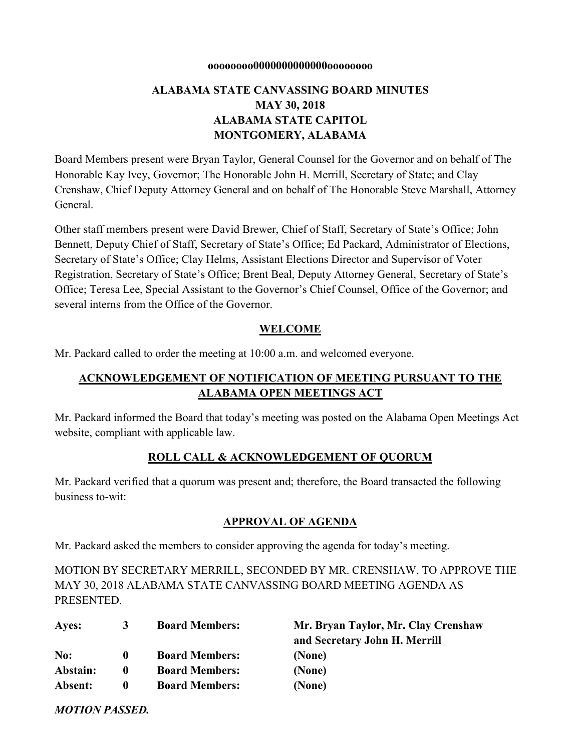**oooooooo0000000000000oooooooo**

# ALABAMA STATE CANVASSING BOARD MINUTES
# MAY 30, 2018
# ALABAMA STATE CAPITOL
# MONTGOMERY, ALABAMA

Board Members present were Bryan Taylor, General Counsel for the Governor and on behalf of The Honorable Kay Ivey, Governor; The Honorable John H. Merrill, Secretary of State; and Clay Crenshaw, Chief Deputy Attorney General and on behalf of The Honorable Steve Marshall, Attorney General.

Other staff members present were David Brewer, Chief of Staff, Secretary of State's Office; John Bennett, Deputy Chief of Staff, Secretary of State's Office; Ed Packard, Administrator of Elections, Secretary of State's Office; Clay Helms, Assistant Elections Director and Supervisor of Voter Registration, Secretary of State's Office; Brent Beal, Deputy Attorney General, Secretary of State's Office; Teresa Lee, Special Assistant to the Governor's Chief Counsel, Office of the Governor; and several interns from the Office of the Governor.

## WELCOME

Mr. Packard called to order the meeting at 10:00 a.m. and welcomed everyone.

## ACKNOWLEDGEMENT OF NOTIFICATION OF MEETING PURSUANT TO THE ALABAMA OPEN MEETINGS ACT

Mr. Packard informed the Board that today's meeting was posted on the Alabama Open Meetings Act website, compliant with applicable law.

## ROLL CALL & ACKNOWLEDGEMENT OF QUORUM

Mr. Packard verified that a quorum was present and; therefore, the Board transacted the following business to-wit:

## APPROVAL OF AGENDA

Mr. Packard asked the members to consider approving the agenda for today's meeting.

MOTION BY SECRETARY MERRILL, SECONDED BY MR. CRENSHAW, TO APPROVE THE MAY 30, 2018 ALABAMA STATE CANVASSING BOARD MEETING AGENDA AS PRESENTED.

| | | | |
|---|---|---|---|
| **Ayes:** | **3** | **Board Members:** | **Mr. Bryan Taylor, Mr. Clay Crenshaw and Secretary John H. Merrill** |
| **No:** | **0** | **Board Members:** | **(None)** |
| **Abstain:** | **0** | **Board Members:** | **(None)** |
| **Absent:** | **0** | **Board Members:** | **(None)** |

***MOTION PASSED.***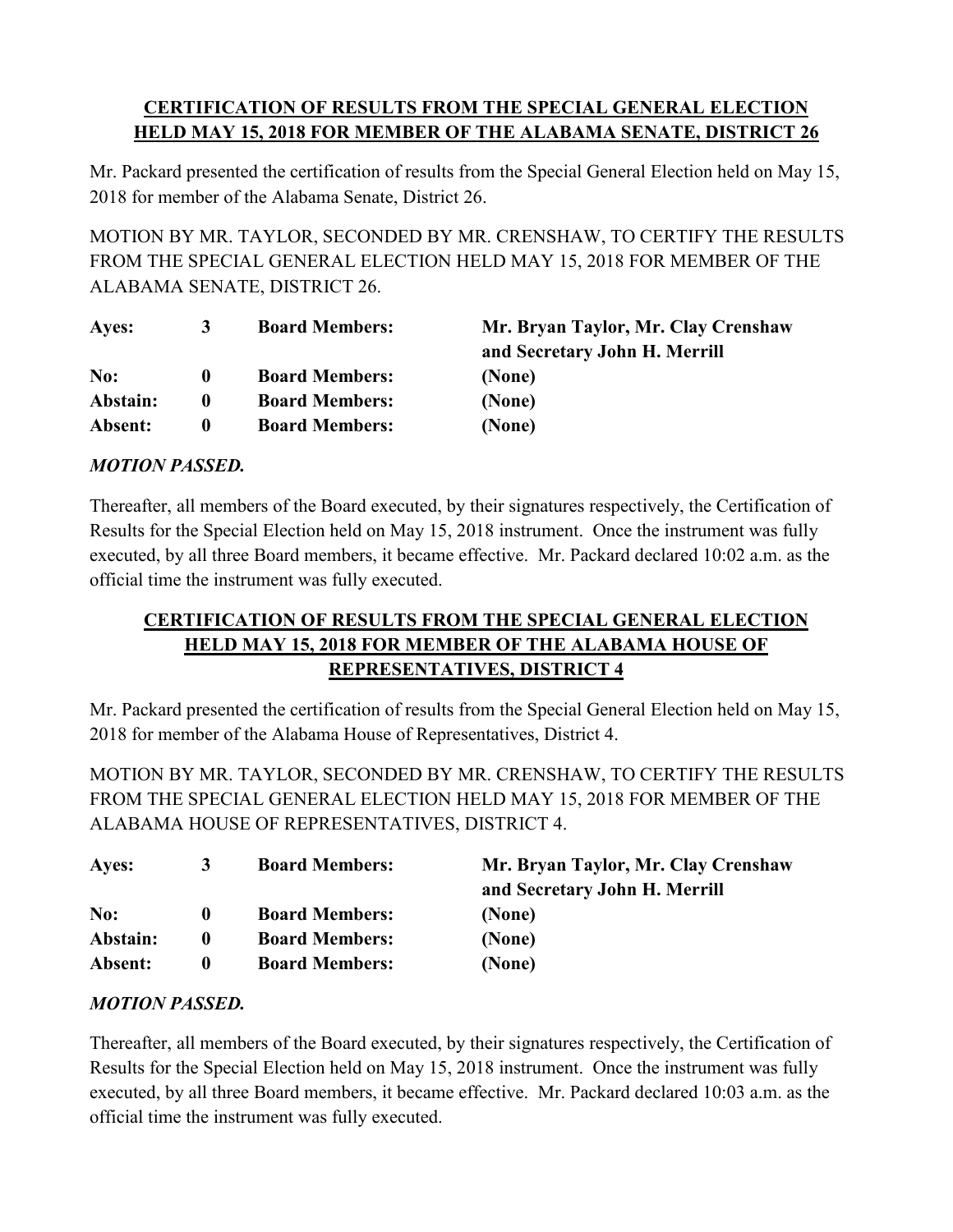## CERTIFICATION OF RESULTS FROM THE SPECIAL GENERAL ELECTION HELD MAY 15, 2018 FOR MEMBER OF THE ALABAMA SENATE, DISTRICT 26

Mr. Packard presented the certification of results from the Special General Election held on May 15, 2018 for member of the Alabama Senate, District 26.

MOTION BY MR. TAYLOR, SECONDED BY MR. CRENSHAW, TO CERTIFY THE RESULTS FROM THE SPECIAL GENERAL ELECTION HELD MAY 15, 2018 FOR MEMBER OF THE ALABAMA SENATE, DISTRICT 26.

| | | | |
|---|---|---|---|
| **Ayes:** | **3** | **Board Members:** | **Mr. Bryan Taylor, Mr. Clay Crenshaw and Secretary John H. Merrill** |
| **No:** | **0** | **Board Members:** | **(None)** |
| **Abstain:** | **0** | **Board Members:** | **(None)** |
| **Absent:** | **0** | **Board Members:** | **(None)** |

***MOTION PASSED.***

Thereafter, all members of the Board executed, by their signatures respectively, the Certification of Results for the Special Election held on May 15, 2018 instrument. Once the instrument was fully executed, by all three Board members, it became effective. Mr. Packard declared 10:02 a.m. as the official time the instrument was fully executed.

## CERTIFICATION OF RESULTS FROM THE SPECIAL GENERAL ELECTION HELD MAY 15, 2018 FOR MEMBER OF THE ALABAMA HOUSE OF REPRESENTATIVES, DISTRICT 4

Mr. Packard presented the certification of results from the Special General Election held on May 15, 2018 for member of the Alabama House of Representatives, District 4.

MOTION BY MR. TAYLOR, SECONDED BY MR. CRENSHAW, TO CERTIFY THE RESULTS FROM THE SPECIAL GENERAL ELECTION HELD MAY 15, 2018 FOR MEMBER OF THE ALABAMA HOUSE OF REPRESENTATIVES, DISTRICT 4.

| | | | |
|---|---|---|---|
| **Ayes:** | **3** | **Board Members:** | **Mr. Bryan Taylor, Mr. Clay Crenshaw and Secretary John H. Merrill** |
| **No:** | **0** | **Board Members:** | **(None)** |
| **Abstain:** | **0** | **Board Members:** | **(None)** |
| **Absent:** | **0** | **Board Members:** | **(None)** |

***MOTION PASSED.***

Thereafter, all members of the Board executed, by their signatures respectively, the Certification of Results for the Special Election held on May 15, 2018 instrument. Once the instrument was fully executed, by all three Board members, it became effective. Mr. Packard declared 10:03 a.m. as the official time the instrument was fully executed.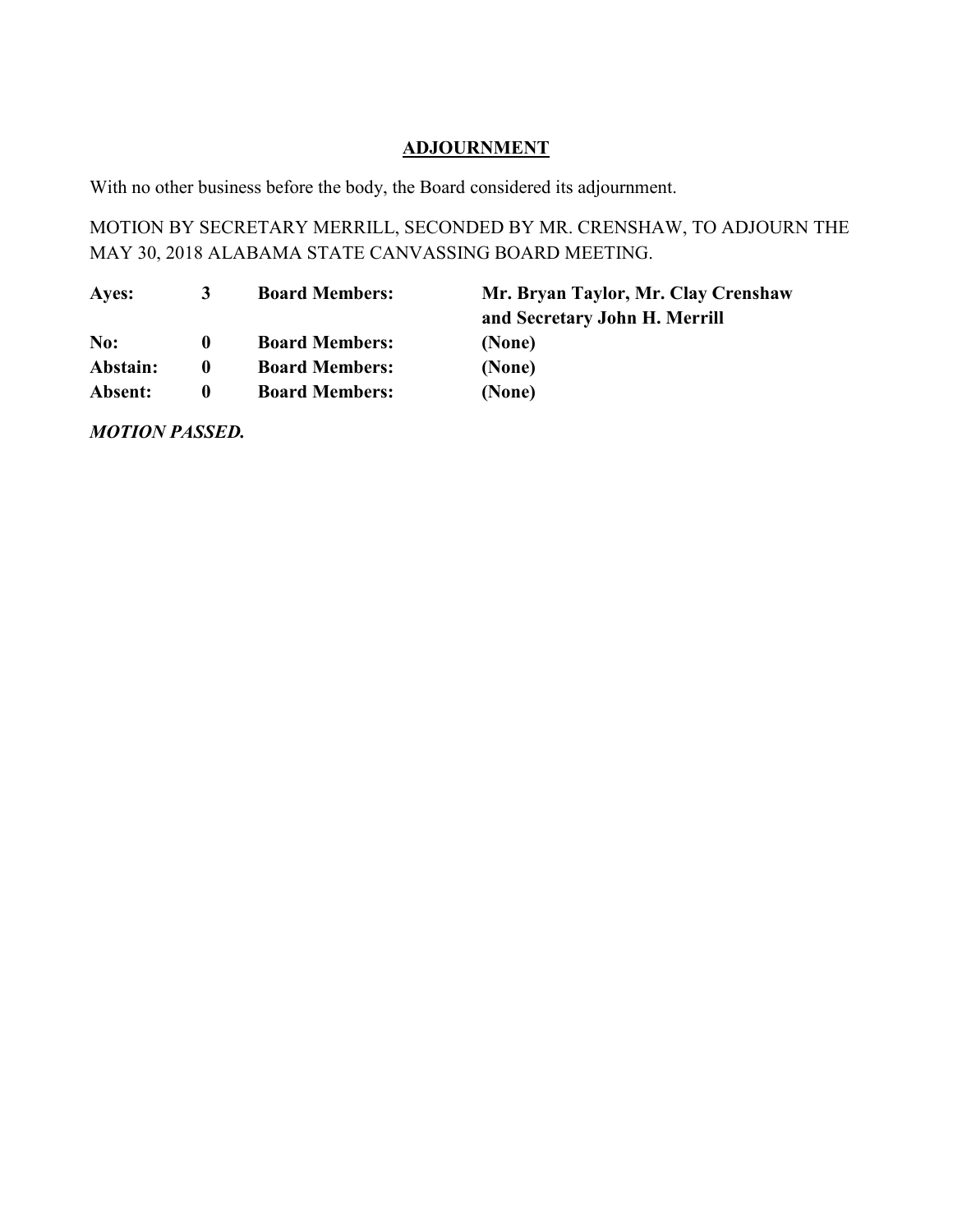## ADJOURNMENT

With no other business before the body, the Board considered its adjournment.

MOTION BY SECRETARY MERRILL, SECONDED BY MR. CRENSHAW, TO ADJOURN THE MAY 30, 2018 ALABAMA STATE CANVASSING BOARD MEETING.

| | | | |
|---|---|---|---|
| **Ayes:** | **3** | **Board Members:** | **Mr. Bryan Taylor, Mr. Clay Crenshaw and Secretary John H. Merrill** |
| **No:** | **0** | **Board Members:** | **(None)** |
| **Abstain:** | **0** | **Board Members:** | **(None)** |
| **Absent:** | **0** | **Board Members:** | **(None)** |

***MOTION PASSED.***